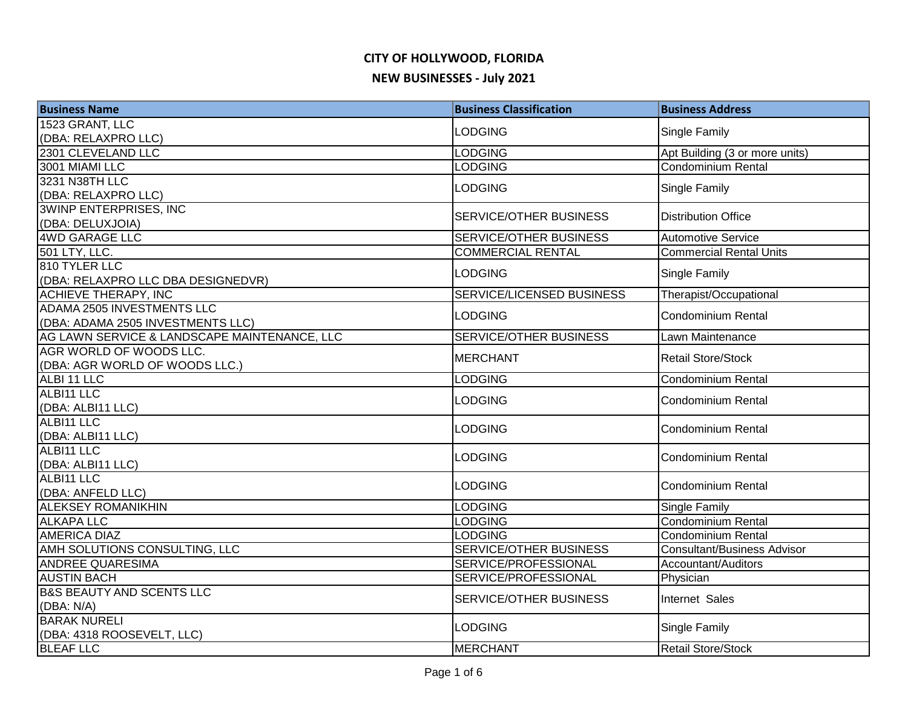# CITY OF HOLLYWOOD, FLORIDA

## NEW BUSINESSES - July 2021

| Business Name | Business Classification | Business Address |
|---|---|---|
| 1523 GRANT, LLC (DBA: RELAXPRO LLC) | LODGING | Single Family |
| 2301 CLEVELAND LLC | LODGING | Apt Building (3 or more units) |
| 3001 MIAMI LLC | LODGING | Condominium Rental |
| 3231 N38TH LLC (DBA: RELAXPRO LLC) | LODGING | Single Family |
| 3WINP ENTERPRISES, INC (DBA: DELUXJOIA) | SERVICE/OTHER BUSINESS | Distribution Office |
| 4WD GARAGE LLC | SERVICE/OTHER BUSINESS | Automotive Service |
| 501 LTY, LLC. | COMMERCIAL RENTAL | Commercial Rental Units |
| 810 TYLER LLC (DBA: RELAXPRO LLC DBA DESIGNEDVR) | LODGING | Single Family |
| ACHIEVE THERAPY, INC | SERVICE/LICENSED BUSINESS | Therapist/Occupational |
| ADAMA 2505 INVESTMENTS LLC (DBA: ADAMA 2505 INVESTMENTS LLC) | LODGING | Condominium Rental |
| AG LAWN SERVICE & LANDSCAPE MAINTENANCE, LLC | SERVICE/OTHER BUSINESS | Lawn Maintenance |
| AGR WORLD OF WOODS LLC. (DBA: AGR WORLD OF WOODS LLC.) | MERCHANT | Retail Store/Stock |
| ALBI 11 LLC | LODGING | Condominium Rental |
| ALBI11 LLC (DBA: ALBI11 LLC) | LODGING | Condominium Rental |
| ALBI11 LLC (DBA: ALBI11 LLC) | LODGING | Condominium Rental |
| ALBI11 LLC (DBA: ALBI11 LLC) | LODGING | Condominium Rental |
| ALBI11 LLC (DBA: ANFELD LLC) | LODGING | Condominium Rental |
| ALEKSEY ROMANIKHIN | LODGING | Single Family |
| ALKAPA LLC | LODGING | Condominium Rental |
| AMERICA DIAZ | LODGING | Condominium Rental |
| AMH SOLUTIONS CONSULTING, LLC | SERVICE/OTHER BUSINESS | Consultant/Business Advisor |
| ANDREE QUARESIMA | SERVICE/PROFESSIONAL | Accountant/Auditors |
| AUSTIN BACH | SERVICE/PROFESSIONAL | Physician |
| B&S BEAUTY AND SCENTS LLC (DBA: N/A) | SERVICE/OTHER BUSINESS | Internet Sales |
| BARAK NURELI (DBA: 4318 ROOSEVELT, LLC) | LODGING | Single Family |
| BLEAF LLC | MERCHANT | Retail Store/Stock |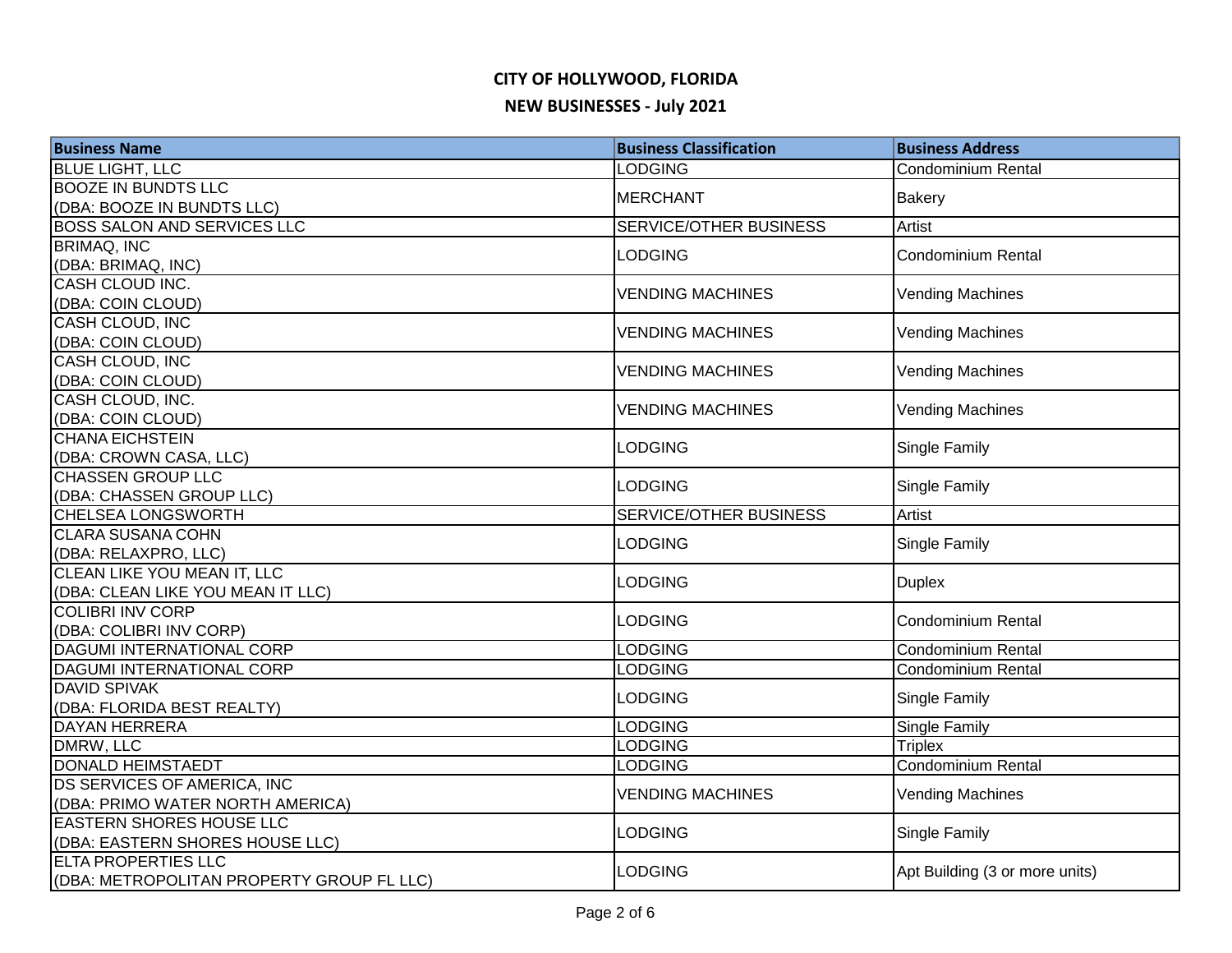# CITY OF HOLLYWOOD, FLORIDA

## NEW BUSINESSES - July 2021

| Business Name | Business Classification | Business Address |
|---|---|---|
| BLUE LIGHT, LLC | LODGING | Condominium Rental |
| BOOZE IN BUNDTS LLC (DBA: BOOZE IN BUNDTS LLC) | MERCHANT | Bakery |
| BOSS SALON AND SERVICES LLC | SERVICE/OTHER BUSINESS | Artist |
| BRIMAQ, INC (DBA: BRIMAQ, INC) | LODGING | Condominium Rental |
| CASH CLOUD INC. (DBA: COIN CLOUD) | VENDING MACHINES | Vending Machines |
| CASH CLOUD, INC (DBA: COIN CLOUD) | VENDING MACHINES | Vending Machines |
| CASH CLOUD, INC (DBA: COIN CLOUD) | VENDING MACHINES | Vending Machines |
| CASH CLOUD, INC. (DBA: COIN CLOUD) | VENDING MACHINES | Vending Machines |
| CHANA EICHSTEIN (DBA: CROWN CASA, LLC) | LODGING | Single Family |
| CHASSEN GROUP LLC (DBA: CHASSEN GROUP LLC) | LODGING | Single Family |
| CHELSEA LONGSWORTH | SERVICE/OTHER BUSINESS | Artist |
| CLARA SUSANA COHN (DBA: RELAXPRO, LLC) | LODGING | Single Family |
| CLEAN LIKE YOU MEAN IT, LLC (DBA: CLEAN LIKE YOU MEAN IT LLC) | LODGING | Duplex |
| COLIBRI INV CORP (DBA: COLIBRI INV CORP) | LODGING | Condominium Rental |
| DAGUMI INTERNATIONAL CORP | LODGING | Condominium Rental |
| DAGUMI INTERNATIONAL CORP | LODGING | Condominium Rental |
| DAVID SPIVAK (DBA: FLORIDA BEST REALTY) | LODGING | Single Family |
| DAYAN HERRERA | LODGING | Single Family |
| DMRW, LLC | LODGING | Triplex |
| DONALD HEIMSTAEDT | LODGING | Condominium Rental |
| DS SERVICES OF AMERICA, INC (DBA: PRIMO WATER NORTH AMERICA) | VENDING MACHINES | Vending Machines |
| EASTERN SHORES HOUSE LLC (DBA: EASTERN SHORES HOUSE LLC) | LODGING | Single Family |
| ELTA PROPERTIES LLC (DBA: METROPOLITAN PROPERTY GROUP FL LLC) | LODGING | Apt Building (3 or more units) |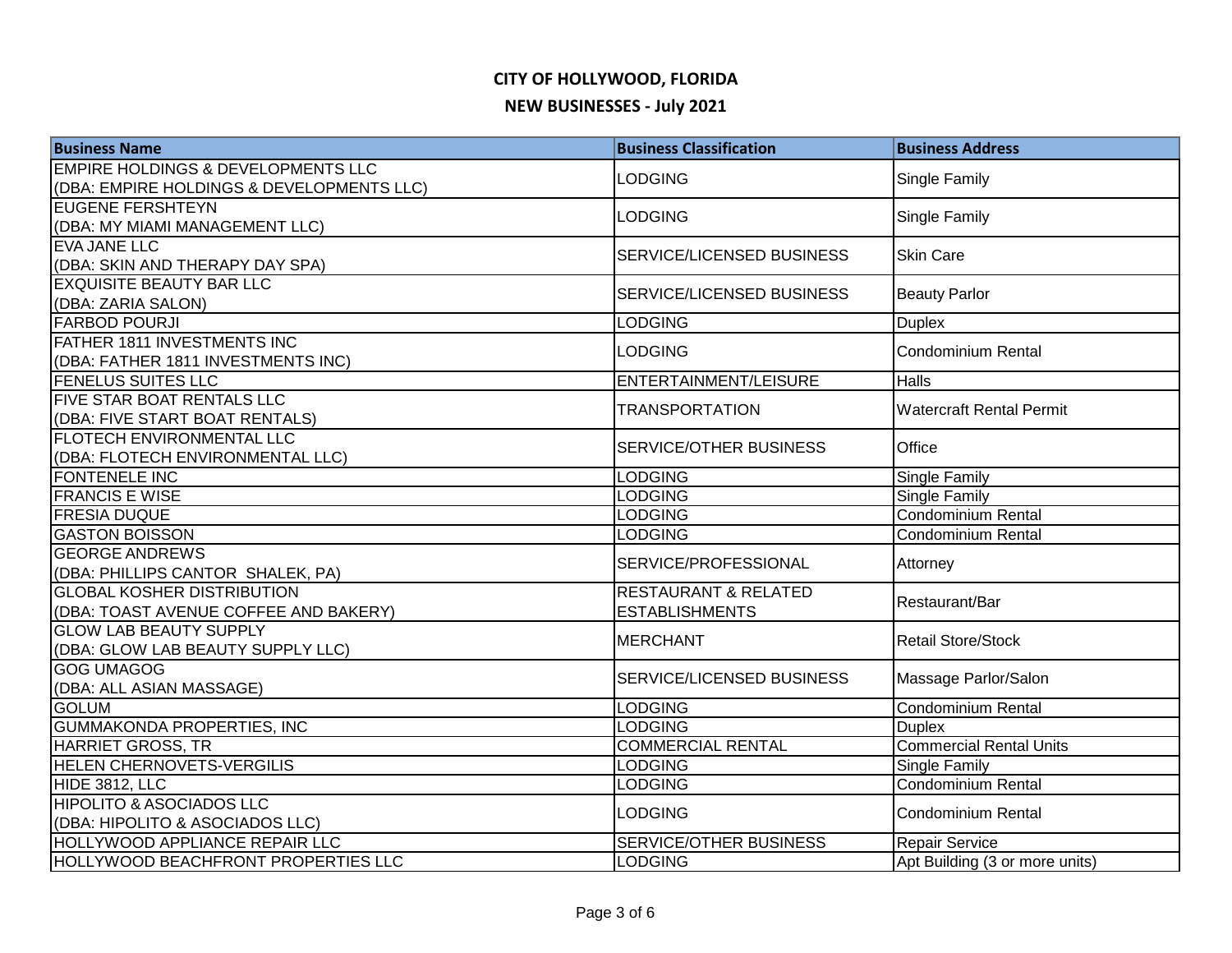# CITY OF HOLLYWOOD, FLORIDA

## NEW BUSINESSES - July 2021

| Business Name | Business Classification | Business Address |
|---|---|---|
| EMPIRE HOLDINGS & DEVELOPMENTS LLC (DBA: EMPIRE HOLDINGS & DEVELOPMENTS LLC) | LODGING | Single Family |
| EUGENE FERSHTEYN (DBA: MY MIAMI MANAGEMENT LLC) | LODGING | Single Family |
| EVA JANE LLC (DBA: SKIN AND THERAPY DAY SPA) | SERVICE/LICENSED BUSINESS | Skin Care |
| EXQUISITE BEAUTY BAR LLC (DBA: ZARIA SALON) | SERVICE/LICENSED BUSINESS | Beauty Parlor |
| FARBOD POURJI | LODGING | Duplex |
| FATHER 1811 INVESTMENTS INC (DBA: FATHER 1811 INVESTMENTS INC) | LODGING | Condominium Rental |
| FENELUS SUITES LLC | ENTERTAINMENT/LEISURE | Halls |
| FIVE STAR BOAT RENTALS LLC (DBA: FIVE START BOAT RENTALS) | TRANSPORTATION | Watercraft Rental Permit |
| FLOTECH ENVIRONMENTAL LLC (DBA: FLOTECH ENVIRONMENTAL LLC) | SERVICE/OTHER BUSINESS | Office |
| FONTENELE INC | LODGING | Single Family |
| FRANCIS E WISE | LODGING | Single Family |
| FRESIA DUQUE | LODGING | Condominium Rental |
| GASTON BOISSON | LODGING | Condominium Rental |
| GEORGE ANDREWS (DBA: PHILLIPS CANTOR SHALEK, PA) | SERVICE/PROFESSIONAL | Attorney |
| GLOBAL KOSHER DISTRIBUTION (DBA: TOAST AVENUE COFFEE AND BAKERY) | RESTAURANT & RELATED ESTABLISHMENTS | Restaurant/Bar |
| GLOW LAB BEAUTY SUPPLY (DBA: GLOW LAB BEAUTY SUPPLY LLC) | MERCHANT | Retail Store/Stock |
| GOG UMAGOG (DBA: ALL ASIAN MASSAGE) | SERVICE/LICENSED BUSINESS | Massage Parlor/Salon |
| GOLUM | LODGING | Condominium Rental |
| GUMMAKONDA PROPERTIES, INC | LODGING | Duplex |
| HARRIET GROSS, TR | COMMERCIAL RENTAL | Commercial Rental Units |
| HELEN CHERNOVETS-VERGILIS | LODGING | Single Family |
| HIDE 3812, LLC | LODGING | Condominium Rental |
| HIPOLITO & ASOCIADOS LLC (DBA: HIPOLITO & ASOCIADOS LLC) | LODGING | Condominium Rental |
| HOLLYWOOD APPLIANCE REPAIR LLC | SERVICE/OTHER BUSINESS | Repair Service |
| HOLLYWOOD BEACHFRONT PROPERTIES LLC | LODGING | Apt Building (3 or more units) |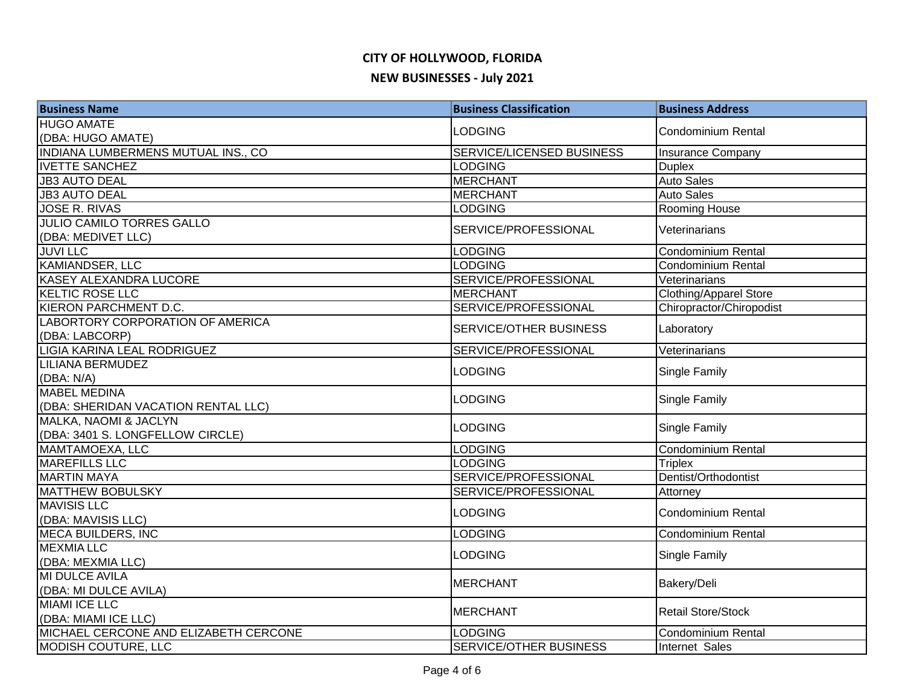# CITY OF HOLLYWOOD, FLORIDA

## NEW BUSINESSES - July 2021

| Business Name | Business Classification | Business Address |
|---|---|---|
| HUGO AMATE (DBA: HUGO AMATE) | LODGING | Condominium Rental |
| INDIANA LUMBERMENS MUTUAL INS., CO | SERVICE/LICENSED BUSINESS | Insurance Company |
| IVETTE SANCHEZ | LODGING | Duplex |
| JB3 AUTO DEAL | MERCHANT | Auto Sales |
| JB3 AUTO DEAL | MERCHANT | Auto Sales |
| JOSE R. RIVAS | LODGING | Rooming House |
| JULIO CAMILO TORRES GALLO (DBA: MEDIVET LLC) | SERVICE/PROFESSIONAL | Veterinarians |
| JUVI LLC | LODGING | Condominium Rental |
| KAMIANDSER, LLC | LODGING | Condominium Rental |
| KASEY ALEXANDRA LUCORE | SERVICE/PROFESSIONAL | Veterinarians |
| KELTIC ROSE LLC | MERCHANT | Clothing/Apparel Store |
| KIERON PARCHMENT D.C. | SERVICE/PROFESSIONAL | Chiropractor/Chiropodist |
| LABORTORY CORPORATION OF AMERICA (DBA: LABCORP) | SERVICE/OTHER BUSINESS | Laboratory |
| LIGIA KARINA LEAL RODRIGUEZ | SERVICE/PROFESSIONAL | Veterinarians |
| LILIANA BERMUDEZ (DBA: N/A) | LODGING | Single Family |
| MABEL MEDINA (DBA: SHERIDAN VACATION RENTAL LLC) | LODGING | Single Family |
| MALKA, NAOMI & JACLYN (DBA: 3401 S. LONGFELLOW CIRCLE) | LODGING | Single Family |
| MAMTAMOEXA, LLC | LODGING | Condominium Rental |
| MAREFILLS LLC | LODGING | Triplex |
| MARTIN MAYA | SERVICE/PROFESSIONAL | Dentist/Orthodontist |
| MATTHEW BOBULSKY | SERVICE/PROFESSIONAL | Attorney |
| MAVISIS LLC (DBA: MAVISIS LLC) | LODGING | Condominium Rental |
| MECA BUILDERS, INC | LODGING | Condominium Rental |
| MEXMIA LLC (DBA: MEXMIA LLC) | LODGING | Single Family |
| MI DULCE AVILA (DBA: MI DULCE AVILA) | MERCHANT | Bakery/Deli |
| MIAMI ICE LLC (DBA: MIAMI ICE LLC) | MERCHANT | Retail Store/Stock |
| MICHAEL CERCONE AND ELIZABETH CERCONE | LODGING | Condominium Rental |
| MODISH COUTURE, LLC | SERVICE/OTHER BUSINESS | Internet Sales |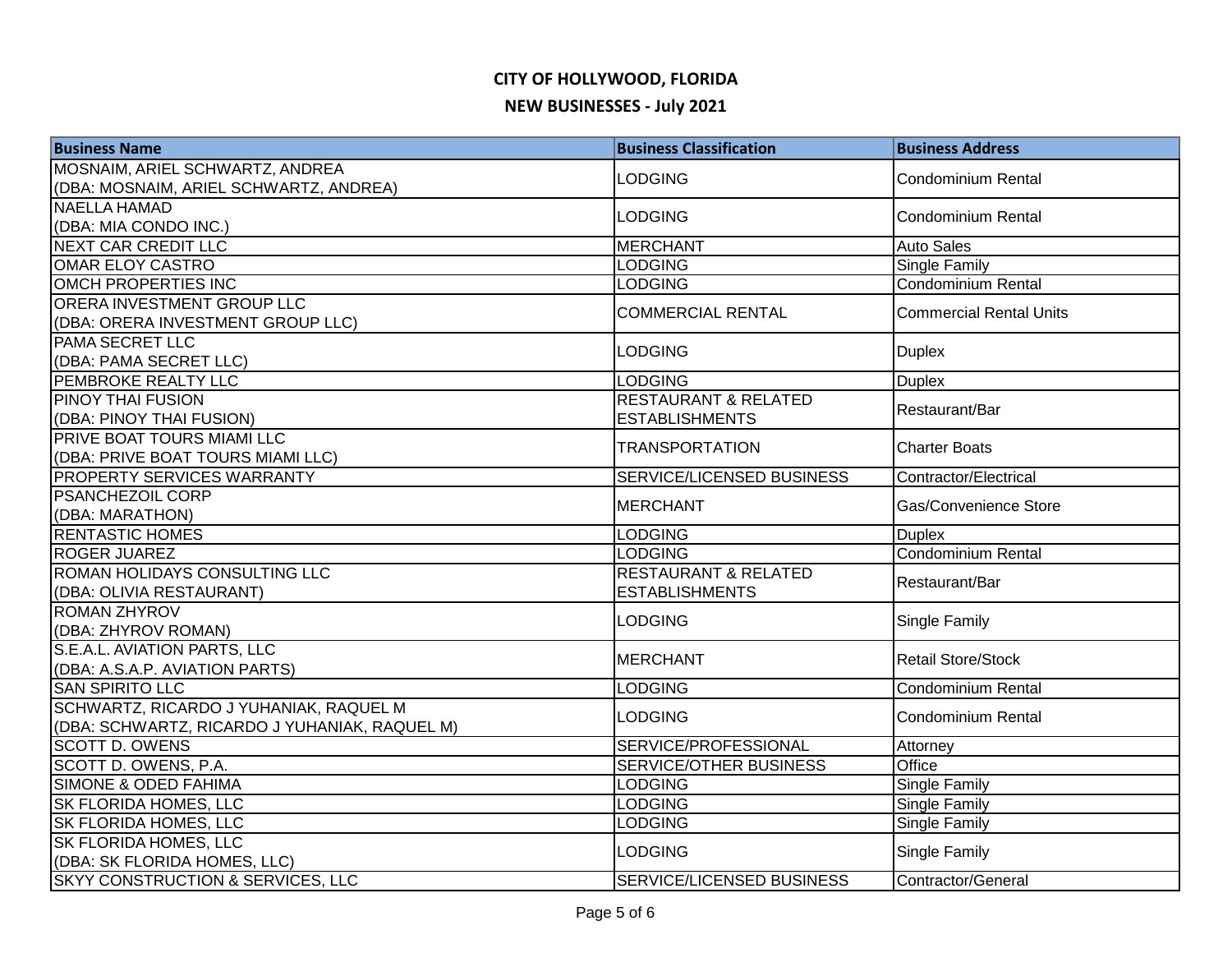# CITY OF HOLLYWOOD, FLORIDA

## NEW BUSINESSES - July 2021

| Business Name | Business Classification | Business Address |
|---|---|---|
| MOSNAIM, ARIEL SCHWARTZ, ANDREA (DBA: MOSNAIM, ARIEL SCHWARTZ, ANDREA) | LODGING | Condominium Rental |
| NAELLA HAMAD (DBA: MIA CONDO INC.) | LODGING | Condominium Rental |
| NEXT CAR CREDIT LLC | MERCHANT | Auto Sales |
| OMAR ELOY CASTRO | LODGING | Single Family |
| OMCH PROPERTIES INC | LODGING | Condominium Rental |
| ORERA INVESTMENT GROUP LLC (DBA: ORERA INVESTMENT GROUP LLC) | COMMERCIAL RENTAL | Commercial Rental Units |
| PAMA SECRET LLC (DBA: PAMA SECRET LLC) | LODGING | Duplex |
| PEMBROKE REALTY LLC | LODGING | Duplex |
| PINOY THAI FUSION (DBA: PINOY THAI FUSION) | RESTAURANT & RELATED ESTABLISHMENTS | Restaurant/Bar |
| PRIVE BOAT TOURS MIAMI LLC (DBA: PRIVE BOAT TOURS MIAMI LLC) | TRANSPORTATION | Charter Boats |
| PROPERTY SERVICES WARRANTY | SERVICE/LICENSED BUSINESS | Contractor/Electrical |
| PSANCHEZOIL CORP (DBA: MARATHON) | MERCHANT | Gas/Convenience Store |
| RENTASTIC HOMES | LODGING | Duplex |
| ROGER JUAREZ | LODGING | Condominium Rental |
| ROMAN HOLIDAYS CONSULTING LLC (DBA: OLIVIA RESTAURANT) | RESTAURANT & RELATED ESTABLISHMENTS | Restaurant/Bar |
| ROMAN ZHYROV (DBA: ZHYROV ROMAN) | LODGING | Single Family |
| S.E.A.L. AVIATION PARTS, LLC (DBA: A.S.A.P. AVIATION PARTS) | MERCHANT | Retail Store/Stock |
| SAN SPIRITO LLC | LODGING | Condominium Rental |
| SCHWARTZ, RICARDO J YUHANIAK, RAQUEL M (DBA: SCHWARTZ, RICARDO J YUHANIAK, RAQUEL M) | LODGING | Condominium Rental |
| SCOTT D. OWENS | SERVICE/PROFESSIONAL | Attorney |
| SCOTT D. OWENS, P.A. | SERVICE/OTHER BUSINESS | Office |
| SIMONE & ODED FAHIMA | LODGING | Single Family |
| SK FLORIDA HOMES, LLC | LODGING | Single Family |
| SK FLORIDA HOMES, LLC | LODGING | Single Family |
| SK FLORIDA HOMES, LLC (DBA: SK FLORIDA HOMES, LLC) | LODGING | Single Family |
| SKYY CONSTRUCTION & SERVICES, LLC | SERVICE/LICENSED BUSINESS | Contractor/General |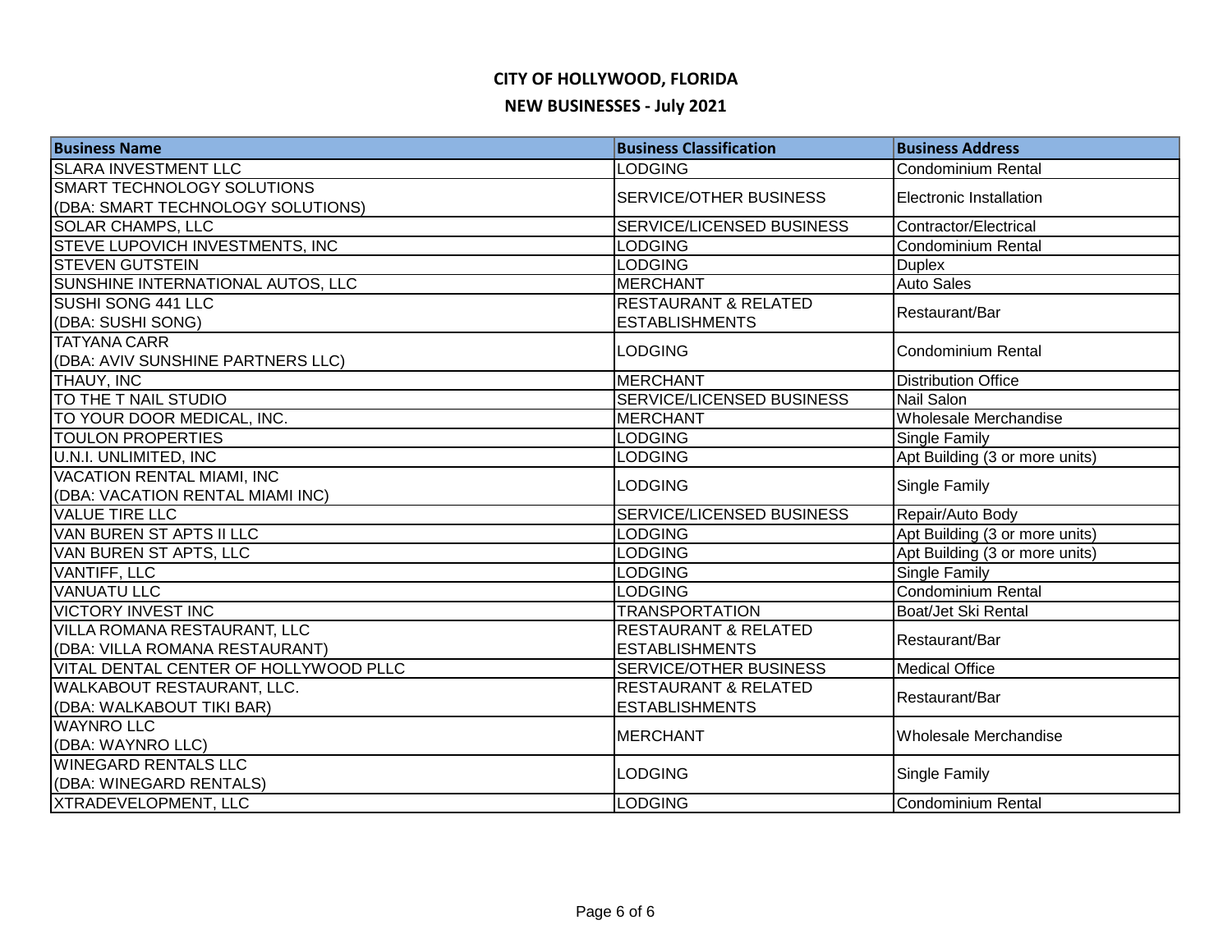# CITY OF HOLLYWOOD, FLORIDA

## NEW BUSINESSES - July 2021

| Business Name | Business Classification | Business Address |
|---|---|---|
| SLARA INVESTMENT LLC | LODGING | Condominium Rental |
| SMART TECHNOLOGY SOLUTIONS (DBA: SMART TECHNOLOGY SOLUTIONS) | SERVICE/OTHER BUSINESS | Electronic Installation |
| SOLAR CHAMPS, LLC | SERVICE/LICENSED BUSINESS | Contractor/Electrical |
| STEVE LUPOVICH INVESTMENTS, INC | LODGING | Condominium Rental |
| STEVEN GUTSTEIN | LODGING | Duplex |
| SUNSHINE INTERNATIONAL AUTOS, LLC | MERCHANT | Auto Sales |
| SUSHI SONG 441 LLC (DBA: SUSHI SONG) | RESTAURANT & RELATED ESTABLISHMENTS | Restaurant/Bar |
| TATYANA CARR (DBA: AVIV SUNSHINE PARTNERS LLC) | LODGING | Condominium Rental |
| THAUY, INC | MERCHANT | Distribution Office |
| TO THE T NAIL STUDIO | SERVICE/LICENSED BUSINESS | Nail Salon |
| TO YOUR DOOR MEDICAL, INC. | MERCHANT | Wholesale Merchandise |
| TOULON PROPERTIES | LODGING | Single Family |
| U.N.I. UNLIMITED, INC | LODGING | Apt Building (3 or more units) |
| VACATION RENTAL MIAMI, INC (DBA: VACATION RENTAL MIAMI INC) | LODGING | Single Family |
| VALUE TIRE LLC | SERVICE/LICENSED BUSINESS | Repair/Auto Body |
| VAN BUREN ST APTS II LLC | LODGING | Apt Building (3 or more units) |
| VAN BUREN ST APTS, LLC | LODGING | Apt Building (3 or more units) |
| VANTIFF, LLC | LODGING | Single Family |
| VANUATU LLC | LODGING | Condominium Rental |
| VICTORY INVEST INC | TRANSPORTATION | Boat/Jet Ski Rental |
| VILLA ROMANA RESTAURANT, LLC (DBA: VILLA ROMANA RESTAURANT) | RESTAURANT & RELATED ESTABLISHMENTS | Restaurant/Bar |
| VITAL DENTAL CENTER OF HOLLYWOOD PLLC | SERVICE/OTHER BUSINESS | Medical Office |
| WALKABOUT RESTAURANT, LLC. (DBA: WALKABOUT TIKI BAR) | RESTAURANT & RELATED ESTABLISHMENTS | Restaurant/Bar |
| WAYNRO LLC (DBA: WAYNRO LLC) | MERCHANT | Wholesale Merchandise |
| WINEGARD RENTALS LLC (DBA: WINEGARD RENTALS) | LODGING | Single Family |
| XTRADEVELOPMENT, LLC | LODGING | Condominium Rental |